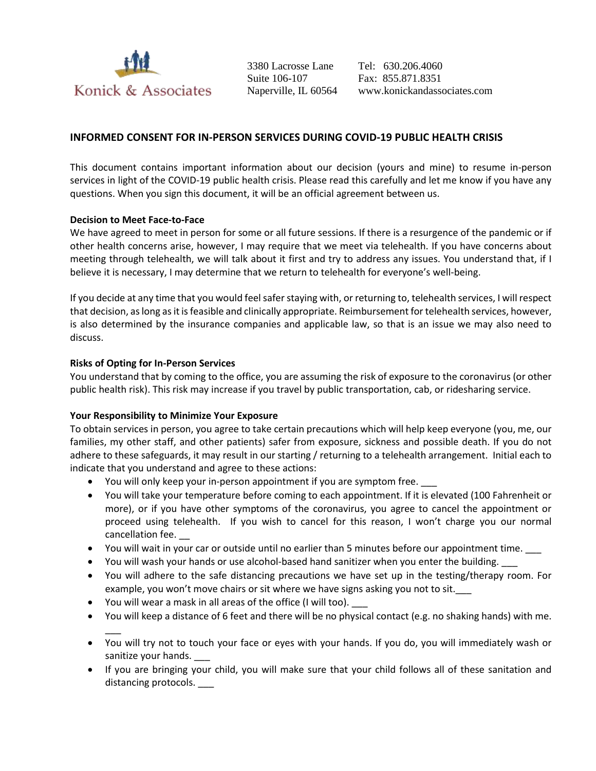Konick & Associates

3380 Lacrosse Lane
Suite 106-107
Naperville, IL 60564

Tel: 630.206.4060
Fax: 855.871.8351
www.konickandassociates.com

## INFORMED CONSENT FOR IN-PERSON SERVICES DURING COVID-19 PUBLIC HEALTH CRISIS

This document contains important information about our decision (yours and mine) to resume in-person services in light of the COVID-19 public health crisis. Please read this carefully and let me know if you have any questions. When you sign this document, it will be an official agreement between us.

**Decision to Meet Face-to-Face**

We have agreed to meet in person for some or all future sessions. If there is a resurgence of the pandemic or if other health concerns arise, however, I may require that we meet via telehealth. If you have concerns about meeting through telehealth, we will talk about it first and try to address any issues. You understand that, if I believe it is necessary, I may determine that we return to telehealth for everyone's well-being.

If you decide at any time that you would feel safer staying with, or returning to, telehealth services, I will respect that decision, as long as it is feasible and clinically appropriate. Reimbursement for telehealth services, however, is also determined by the insurance companies and applicable law, so that is an issue we may also need to discuss.

**Risks of Opting for In-Person Services**

You understand that by coming to the office, you are assuming the risk of exposure to the coronavirus (or other public health risk). This risk may increase if you travel by public transportation, cab, or ridesharing service.

**Your Responsibility to Minimize Your Exposure**

To obtain services in person, you agree to take certain precautions which will help keep everyone (you, me, our families, my other staff, and other patients) safer from exposure, sickness and possible death. If you do not adhere to these safeguards, it may result in our starting / returning to a telehealth arrangement. Initial each to indicate that you understand and agree to these actions:

- You will only keep your in-person appointment if you are symptom free. ___
- You will take your temperature before coming to each appointment. If it is elevated (100 Fahrenheit or more), or if you have other symptoms of the coronavirus, you agree to cancel the appointment or proceed using telehealth. If you wish to cancel for this reason, I won't charge you our normal cancellation fee. __
- You will wait in your car or outside until no earlier than 5 minutes before our appointment time. ___
- You will wash your hands or use alcohol-based hand sanitizer when you enter the building. ___
- You will adhere to the safe distancing precautions we have set up in the testing/therapy room. For example, you won't move chairs or sit where we have signs asking you not to sit.___
- You will wear a mask in all areas of the office (I will too). ___
- You will keep a distance of 6 feet and there will be no physical contact (e.g. no shaking hands) with me. ___
- You will try not to touch your face or eyes with your hands. If you do, you will immediately wash or sanitize your hands. ___
- If you are bringing your child, you will make sure that your child follows all of these sanitation and distancing protocols. ___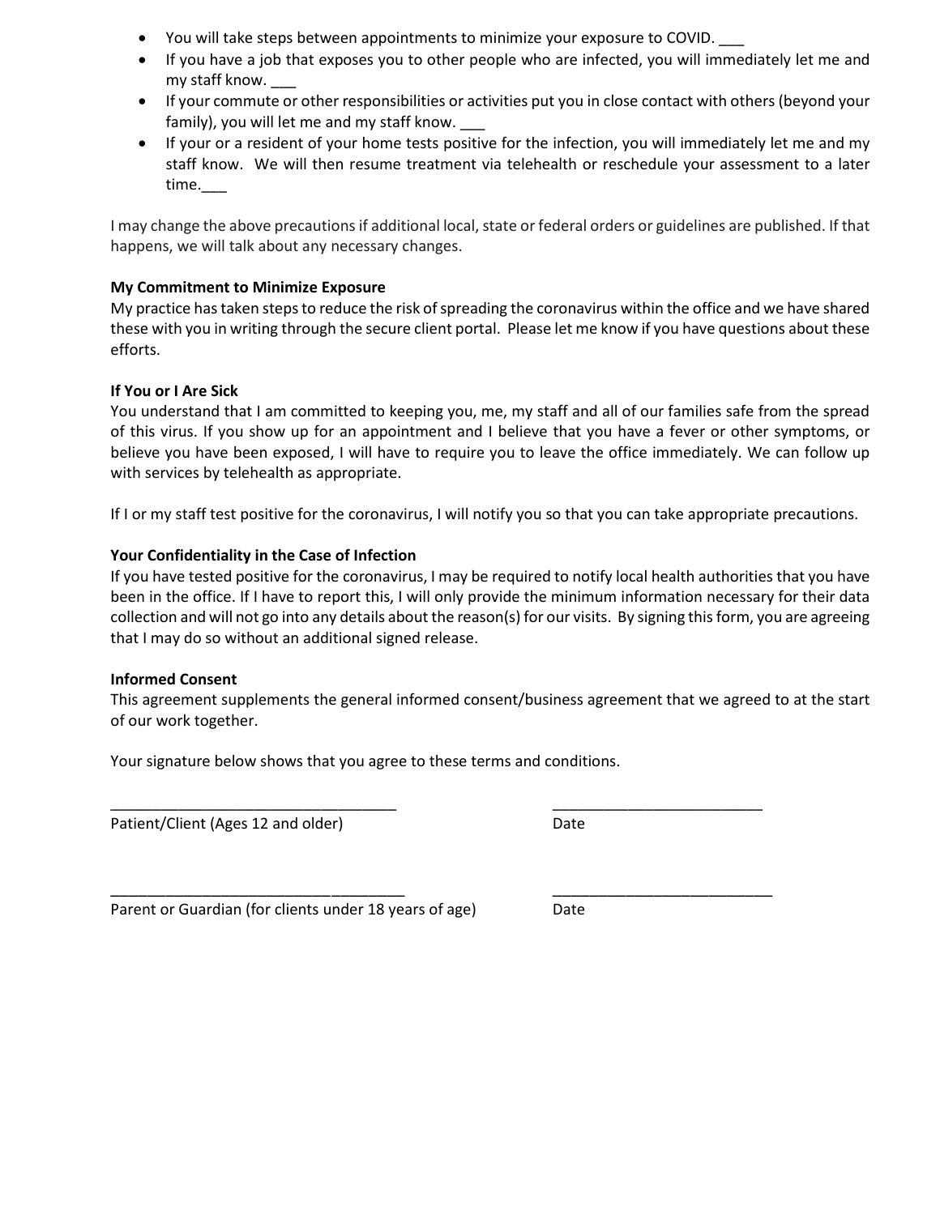- You will take steps between appointments to minimize your exposure to COVID. ___
- If you have a job that exposes you to other people who are infected, you will immediately let me and my staff know. ___
- If your commute or other responsibilities or activities put you in close contact with others (beyond your family), you will let me and my staff know. ___
- If your or a resident of your home tests positive for the infection, you will immediately let me and my staff know. We will then resume treatment via telehealth or reschedule your assessment to a later time.___

I may change the above precautions if additional local, state or federal orders or guidelines are published. If that happens, we will talk about any necessary changes.

**My Commitment to Minimize Exposure**
My practice has taken steps to reduce the risk of spreading the coronavirus within the office and we have shared these with you in writing through the secure client portal. Please let me know if you have questions about these efforts.

**If You or I Are Sick**
You understand that I am committed to keeping you, me, my staff and all of our families safe from the spread of this virus. If you show up for an appointment and I believe that you have a fever or other symptoms, or believe you have been exposed, I will have to require you to leave the office immediately. We can follow up with services by telehealth as appropriate.

If I or my staff test positive for the coronavirus, I will notify you so that you can take appropriate precautions.

**Your Confidentiality in the Case of Infection**
If you have tested positive for the coronavirus, I may be required to notify local health authorities that you have been in the office. If I have to report this, I will only provide the minimum information necessary for their data collection and will not go into any details about the reason(s) for our visits. By signing this form, you are agreeing that I may do so without an additional signed release.

**Informed Consent**
This agreement supplements the general informed consent/business agreement that we agreed to at the start of our work together.

Your signature below shows that you agree to these terms and conditions.

___________________________________ ___________________________
Patient/Client (Ages 12 and older) Date

___________________________________ ___________________________
Parent or Guardian (for clients under 18 years of age) Date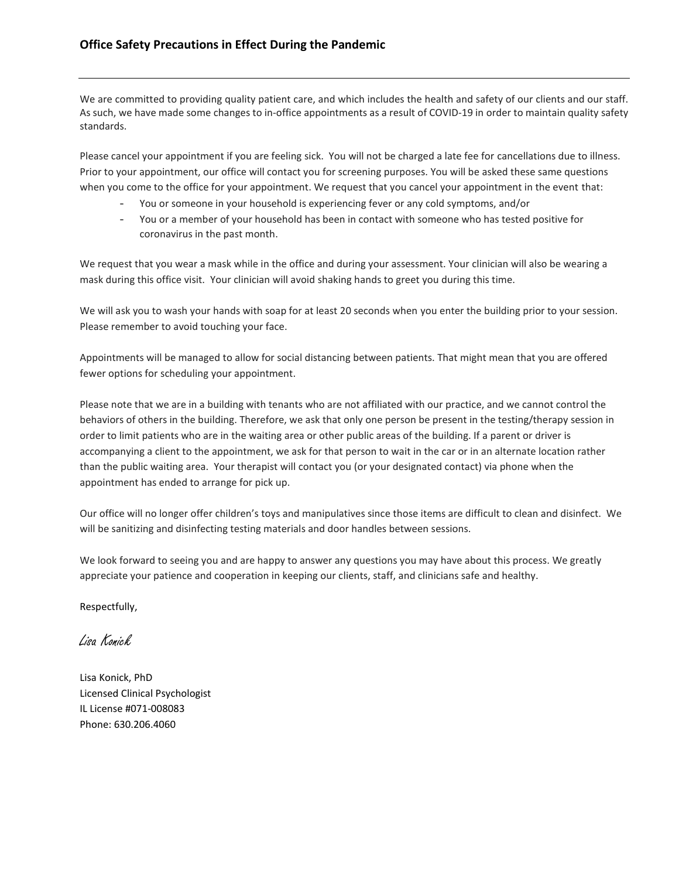## Office Safety Precautions in Effect During the Pandemic

---

We are committed to providing quality patient care, and which includes the health and safety of our clients and our staff. As such, we have made some changes to in-office appointments as a result of COVID-19 in order to maintain quality safety standards.

Please cancel your appointment if you are feeling sick. You will not be charged a late fee for cancellations due to illness. Prior to your appointment, our office will contact you for screening purposes. You will be asked these same questions when you come to the office for your appointment. We request that you cancel your appointment in the event that:

- You or someone in your household is experiencing fever or any cold symptoms, and/or
- You or a member of your household has been in contact with someone who has tested positive for coronavirus in the past month.

We request that you wear a mask while in the office and during your assessment. Your clinician will also be wearing a mask during this office visit. Your clinician will avoid shaking hands to greet you during this time.

We will ask you to wash your hands with soap for at least 20 seconds when you enter the building prior to your session. Please remember to avoid touching your face.

Appointments will be managed to allow for social distancing between patients. That might mean that you are offered fewer options for scheduling your appointment.

Please note that we are in a building with tenants who are not affiliated with our practice, and we cannot control the behaviors of others in the building. Therefore, we ask that only one person be present in the testing/therapy session in order to limit patients who are in the waiting area or other public areas of the building. If a parent or driver is accompanying a client to the appointment, we ask for that person to wait in the car or in an alternate location rather than the public waiting area. Your therapist will contact you (or your designated contact) via phone when the appointment has ended to arrange for pick up.

Our office will no longer offer children's toys and manipulatives since those items are difficult to clean and disinfect. We will be sanitizing and disinfecting testing materials and door handles between sessions.

We look forward to seeing you and are happy to answer any questions you may have about this process. We greatly appreciate your patience and cooperation in keeping our clients, staff, and clinicians safe and healthy.

Respectfully,

*Lisa Konick*

Lisa Konick, PhD
Licensed Clinical Psychologist
IL License #071-008083
Phone: 630.206.4060